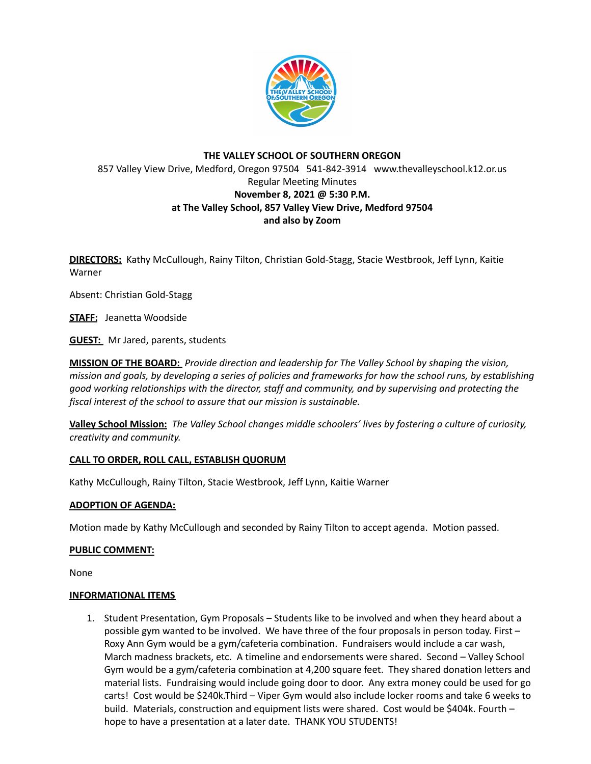**THE VALLEY SCHOOL OF SOUTHERN OREGON**

857 Valley View Drive, Medford, Oregon 97504 541-842-3914 www.thevalleyschool.k12.or.us

Regular Meeting Minutes

**November 8, 2021 @ 5:30 P.M.**

**at The Valley School, 857 Valley View Drive, Medford 97504**

**and also by Zoom**

**DIRECTORS:** Kathy McCullough, Rainy Tilton, Christian Gold-Stagg, Stacie Westbrook, Jeff Lynn, Kaitie Warner

Absent: Christian Gold-Stagg

**STAFF:** Jeanetta Woodside

**GUEST:** Mr Jared, parents, students

**MISSION OF THE BOARD:** *Provide direction and leadership for The Valley School by shaping the vision, mission and goals, by developing a series of policies and frameworks for how the school runs, by establishing good working relationships with the director, staff and community, and by supervising and protecting the fiscal interest of the school to assure that our mission is sustainable.*

**Valley School Mission:** *The Valley School changes middle schoolers' lives by fostering a culture of curiosity, creativity and community.*

**CALL TO ORDER, ROLL CALL, ESTABLISH QUORUM**

Kathy McCullough, Rainy Tilton, Stacie Westbrook, Jeff Lynn, Kaitie Warner

**ADOPTION OF AGENDA:**

Motion made by Kathy McCullough and seconded by Rainy Tilton to accept agenda. Motion passed.

**PUBLIC COMMENT:**

None

**INFORMATIONAL ITEMS**

1. Student Presentation, Gym Proposals – Students like to be involved and when they heard about a possible gym wanted to be involved. We have three of the four proposals in person today. First – Roxy Ann Gym would be a gym/cafeteria combination. Fundraisers would include a car wash, March madness brackets, etc. A timeline and endorsements were shared. Second – Valley School Gym would be a gym/cafeteria combination at 4,200 square feet. They shared donation letters and material lists. Fundraising would include going door to door. Any extra money could be used for go carts! Cost would be $240k.Third – Viper Gym would also include locker rooms and take 6 weeks to build. Materials, construction and equipment lists were shared. Cost would be $404k. Fourth – hope to have a presentation at a later date. THANK YOU STUDENTS!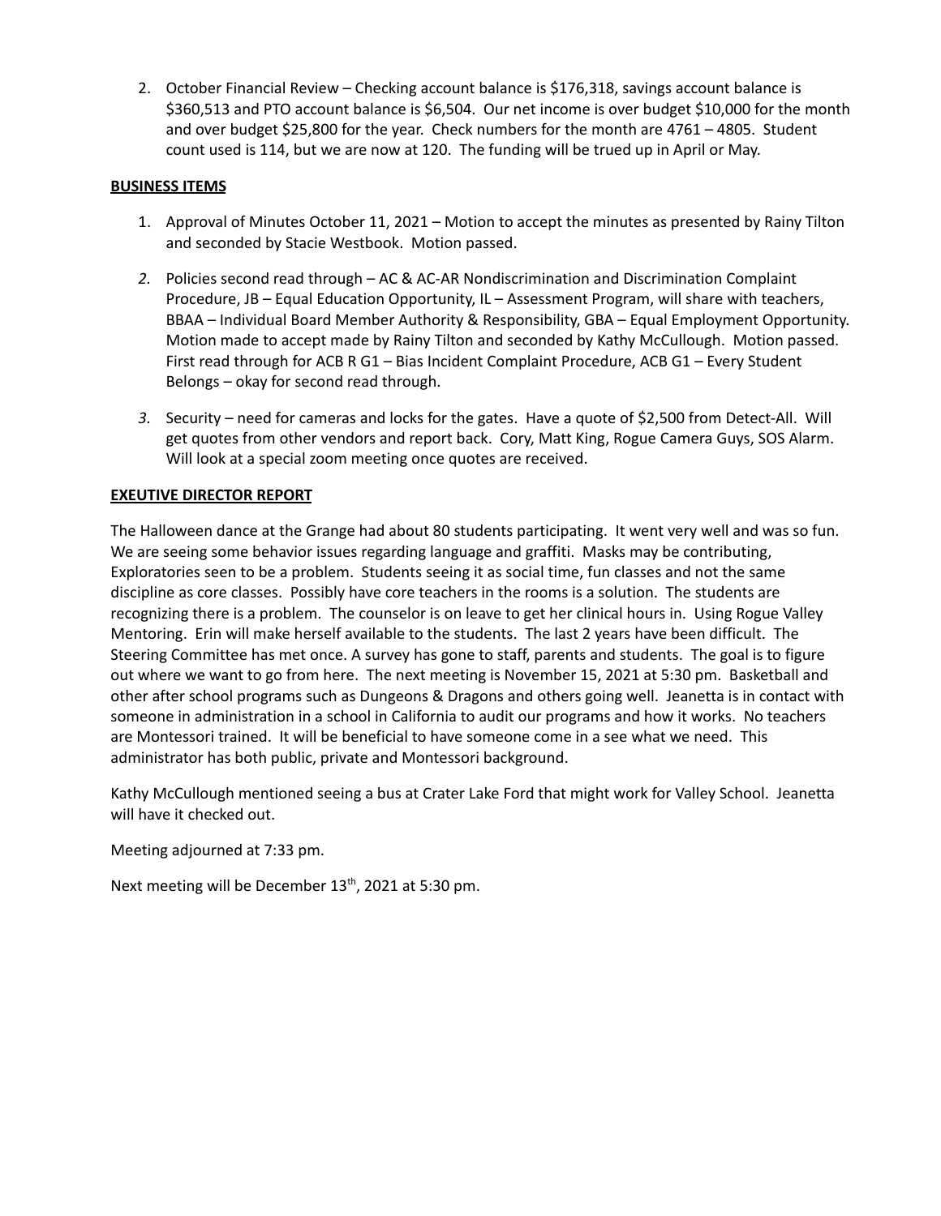2. October Financial Review – Checking account balance is $176,318, savings account balance is $360,513 and PTO account balance is $6,504. Our net income is over budget $10,000 for the month and over budget $25,800 for the year. Check numbers for the month are 4761 – 4805. Student count used is 114, but we are now at 120. The funding will be trued up in April or May.

**BUSINESS ITEMS**

1. Approval of Minutes October 11, 2021 – Motion to accept the minutes as presented by Rainy Tilton and seconded by Stacie Westbook. Motion passed.
2. Policies second read through – AC & AC-AR Nondiscrimination and Discrimination Complaint Procedure, JB – Equal Education Opportunity, IL – Assessment Program, will share with teachers, BBAA – Individual Board Member Authority & Responsibility, GBA – Equal Employment Opportunity. Motion made to accept made by Rainy Tilton and seconded by Kathy McCullough. Motion passed. First read through for ACB R G1 – Bias Incident Complaint Procedure, ACB G1 – Every Student Belongs – okay for second read through.
3. Security – need for cameras and locks for the gates. Have a quote of $2,500 from Detect-All. Will get quotes from other vendors and report back. Cory, Matt King, Rogue Camera Guys, SOS Alarm. Will look at a special zoom meeting once quotes are received.

**EXEUTIVE DIRECTOR REPORT**

The Halloween dance at the Grange had about 80 students participating. It went very well and was so fun. We are seeing some behavior issues regarding language and graffiti. Masks may be contributing, Exploratories seen to be a problem. Students seeing it as social time, fun classes and not the same discipline as core classes. Possibly have core teachers in the rooms is a solution. The students are recognizing there is a problem. The counselor is on leave to get her clinical hours in. Using Rogue Valley Mentoring. Erin will make herself available to the students. The last 2 years have been difficult. The Steering Committee has met once. A survey has gone to staff, parents and students. The goal is to figure out where we want to go from here. The next meeting is November 15, 2021 at 5:30 pm. Basketball and other after school programs such as Dungeons & Dragons and others going well. Jeanetta is in contact with someone in administration in a school in California to audit our programs and how it works. No teachers are Montessori trained. It will be beneficial to have someone come in a see what we need. This administrator has both public, private and Montessori background.

Kathy McCullough mentioned seeing a bus at Crater Lake Ford that might work for Valley School. Jeanetta will have it checked out.

Meeting adjourned at 7:33 pm.

Next meeting will be December 13th, 2021 at 5:30 pm.